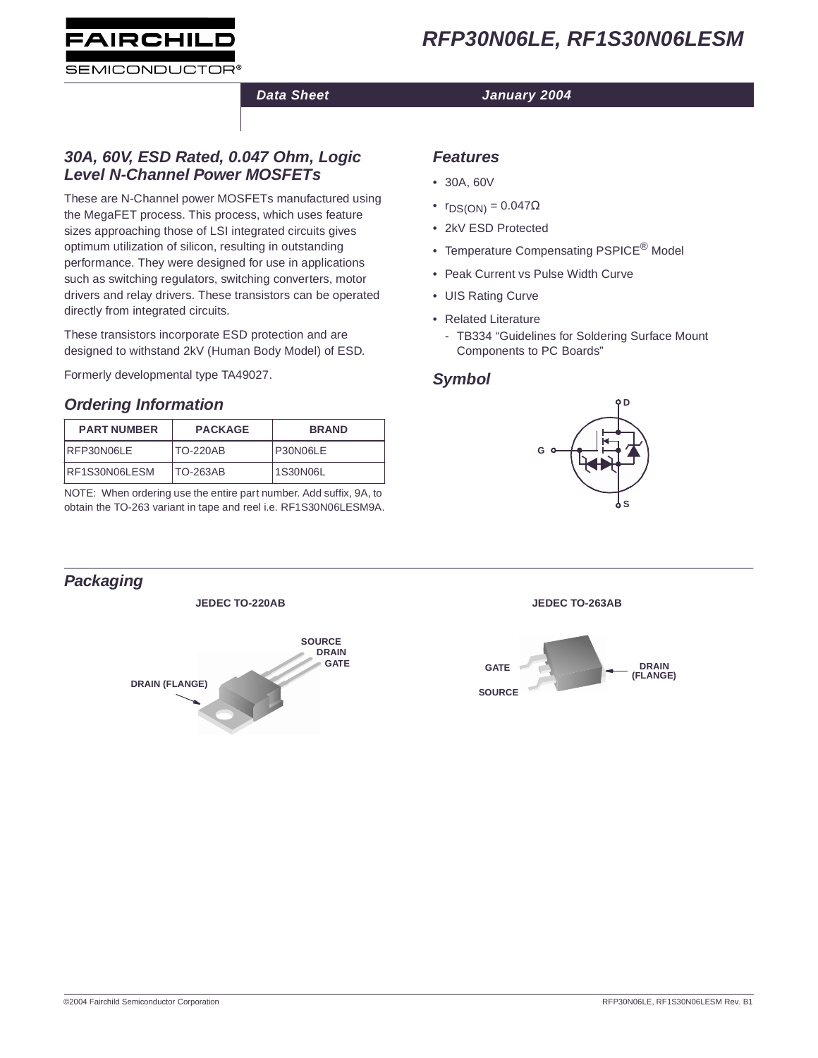# RFP30N06LE, RF1S30N06LESM

Data Sheet January 2004

## 30A, 60V, ESD Rated, 0.047 Ohm, Logic Level N-Channel Power MOSFETs

These are N-Channel power MOSFETs manufactured using the MegaFET process. This process, which uses feature sizes approaching those of LSI integrated circuits gives optimum utilization of silicon, resulting in outstanding performance. They were designed for use in applications such as switching regulators, switching converters, motor drivers and relay drivers. These transistors can be operated directly from integrated circuits.

These transistors incorporate ESD protection and are designed to withstand 2kV (Human Body Model) of ESD.

Formerly developmental type TA49027.

## Ordering Information

| PART NUMBER | PACKAGE | BRAND |
|---|---|---|
| RFP30N06LE | TO-220AB | P30N06LE |
| RF1S30N06LESM | TO-263AB | 1S30N06L |

NOTE: When ordering use the entire part number. Add suffix, 9A, to obtain the TO-263 variant in tape and reel i.e. RF1S30N06LESM9A.

## Features

- 30A, 60V
- $r_{DS(ON)} = 0.047\Omega$
- 2kV ESD Protected
- Temperature Compensating PSPICE® Model
- Peak Current vs Pulse Width Curve
- UIS Rating Curve
- Related Literature
  - TB334 “Guidelines for Soldering Surface Mount Components to PC Boards”

## Symbol

D

G

S

## Packaging

JEDEC TO-220AB

SOURCE
DRAIN
GATE
DRAIN (FLANGE)

JEDEC TO-263AB

GATE
SOURCE
DRAIN (FLANGE)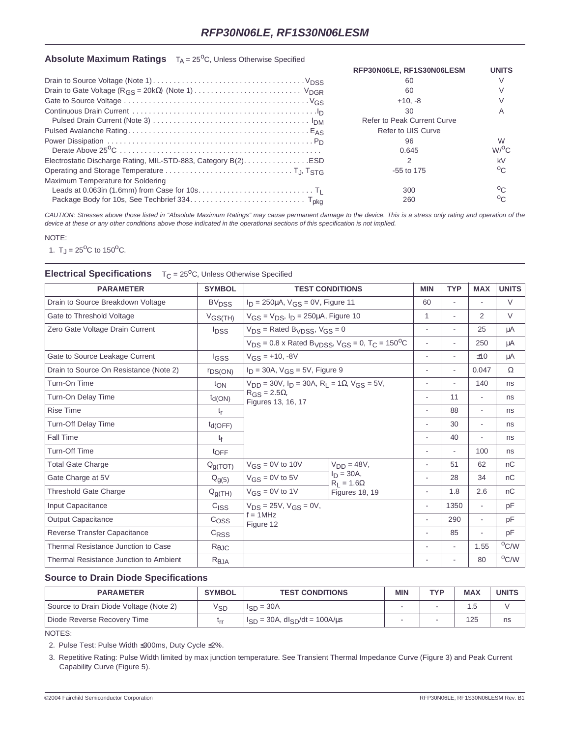## Absolute Maximum Ratings  $T_A = 25^oC$, Unless Otherwise Specified

| | RFP30N06LE, RF1S30N06LESM | UNITS |
|---|---|---|
| Drain to Source Voltage (Note 1) . . . . . $V_{DSS}$ | 60 | V |
| Drain to Gate Voltage ($R_{GS} = 20k\Omega$) (Note 1) . . . . . $V_{DGR}$ | 60 | V |
| Gate to Source Voltage . . . . . $V_{GS}$ | +10, -8 | V |
| Continuous Drain Current . . . . . $I_D$ | 30 | A |
| Pulsed Drain Current (Note 3) . . . . . $I_{DM}$ | Refer to Peak Current Curve | |
| Pulsed Avalanche Rating . . . . . $E_{AS}$ | Refer to UIS Curve | |
| Power Dissipation . . . . . $P_D$ | 96 | W |
| Derate Above $25^oC$ | 0.645 | $W/^oC$ |
| Electrostatic Discharge Rating, MIL-STD-883, Category B(2). . . . . ESD | 2 | kV |
| Operating and Storage Temperature . . . . . $T_J$, $T_{STG}$ | -55 to 175 | $^oC$ |
| Maximum Temperature for Soldering | | |
| Leads at 0.063in (1.6mm) from Case for 10s. . . . . $T_L$ | 300 | $^oC$ |
| Package Body for 10s, See Techbrief 334. . . . . $T_{pkg}$ | 260 | $^oC$ |

*CAUTION: Stresses above those listed in "Absolute Maximum Ratings" may cause permanent damage to the device. This is a stress only rating and operation of the device at these or any other conditions above those indicated in the operational sections of this specification is not implied.*

NOTE:

1. $T_J = 25^oC$ to $150^oC$.

## Electrical Specifications  $T_C = 25^oC$, Unless Otherwise Specified

| PARAMETER | SYMBOL | TEST CONDITIONS | | MIN | TYP | MAX | UNITS |
|---|---|---|---|---|---|---|---|
| Drain to Source Breakdown Voltage | $BV_{DSS}$ | $I_D = 250\mu A$, $V_{GS} = 0V$, Figure 11 | | 60 | - | - | V |
| Gate to Threshold Voltage | $V_{GS(TH)}$ | $V_{GS} = V_{DS}$, $I_D = 250\mu A$, Figure 10 | | 1 | - | 2 | V |
| Zero Gate Voltage Drain Current | $I_{DSS}$ | $V_{DS}$ = Rated $B_{VDSS}$, $V_{GS} = 0$ | | - | - | 25 | µA |
| | | $V_{DS}$ = 0.8 x Rated $B_{VDSS}$, $V_{GS} = 0$, $T_C = 150^oC$ | | - | - | 250 | µA |
| Gate to Source Leakage Current | $I_{GSS}$ | $V_{GS}$ = +10, -8V | | - | - | ±10 | µA |
| Drain to Source On Resistance (Note 2) | $r_{DS(ON)}$ | $I_D = 30A$, $V_{GS} = 5V$, Figure 9 | | - | - | 0.047 | Ω |
| Turn-On Time | $t_{ON}$ | $V_{DD} = 30V$, $I_D = 30A$, $R_L = 1\Omega$, $V_{GS} = 5V$, $R_{GS} = 2.5\Omega$, Figures 13, 16, 17 | | - | - | 140 | ns |
| Turn-On Delay Time | $t_{d(ON)}$ | | | - | 11 | - | ns |
| Rise Time | $t_r$ | | | - | 88 | - | ns |
| Turn-Off Delay Time | $t_{d(OFF)}$ | | | - | 30 | - | ns |
| Fall Time | $t_f$ | | | - | 40 | - | ns |
| Turn-Off Time | $t_{OFF}$ | | | - | - | 100 | ns |
| Total Gate Charge | $Q_{g(TOT)}$ | $V_{GS}$ = 0V to 10V | $V_{DD} = 48V$, $I_D = 30A$, $R_L = 1.6\Omega$ Figures 18, 19 | - | 51 | 62 | nC |
| Gate Charge at 5V | $Q_{g(5)}$ | $V_{GS}$ = 0V to 5V | | - | 28 | 34 | nC |
| Threshold Gate Charge | $Q_{g(TH)}$ | $V_{GS}$ = 0V to 1V | | - | 1.8 | 2.6 | nC |
| Input Capacitance | $C_{ISS}$ | $V_{DS} = 25V$, $V_{GS} = 0V$, f = 1MHz Figure 12 | | - | 1350 | - | pF |
| Output Capacitance | $C_{OSS}$ | | | - | 290 | - | pF |
| Reverse Transfer Capacitance | $C_{RSS}$ | | | - | 85 | - | pF |
| Thermal Resistance Junction to Case | $R_{\theta JC}$ | | | - | - | 1.55 | $^oC/W$ |
| Thermal Resistance Junction to Ambient | $R_{\theta JA}$ | | | - | - | 80 | $^oC/W$ |

## Source to Drain Diode Specifications

| PARAMETER | SYMBOL | TEST CONDITIONS | MIN | TYP | MAX | UNITS |
|---|---|---|---|---|---|---|
| Source to Drain Diode Voltage (Note 2) | $V_{SD}$ | $I_{SD} = 30A$ | - | - | 1.5 | V |
| Diode Reverse Recovery Time | $t_{rr}$ | $I_{SD} = 30A$, $dI_{SD}/dt = 100A/\mu s$ | - | - | 125 | ns |

NOTES:

2. Pulse Test: Pulse Width ≤300ms, Duty Cycle ≤2%.
3. Repetitive Rating: Pulse Width limited by max junction temperature. See Transient Thermal Impedance Curve (Figure 3) and Peak Current Capability Curve (Figure 5).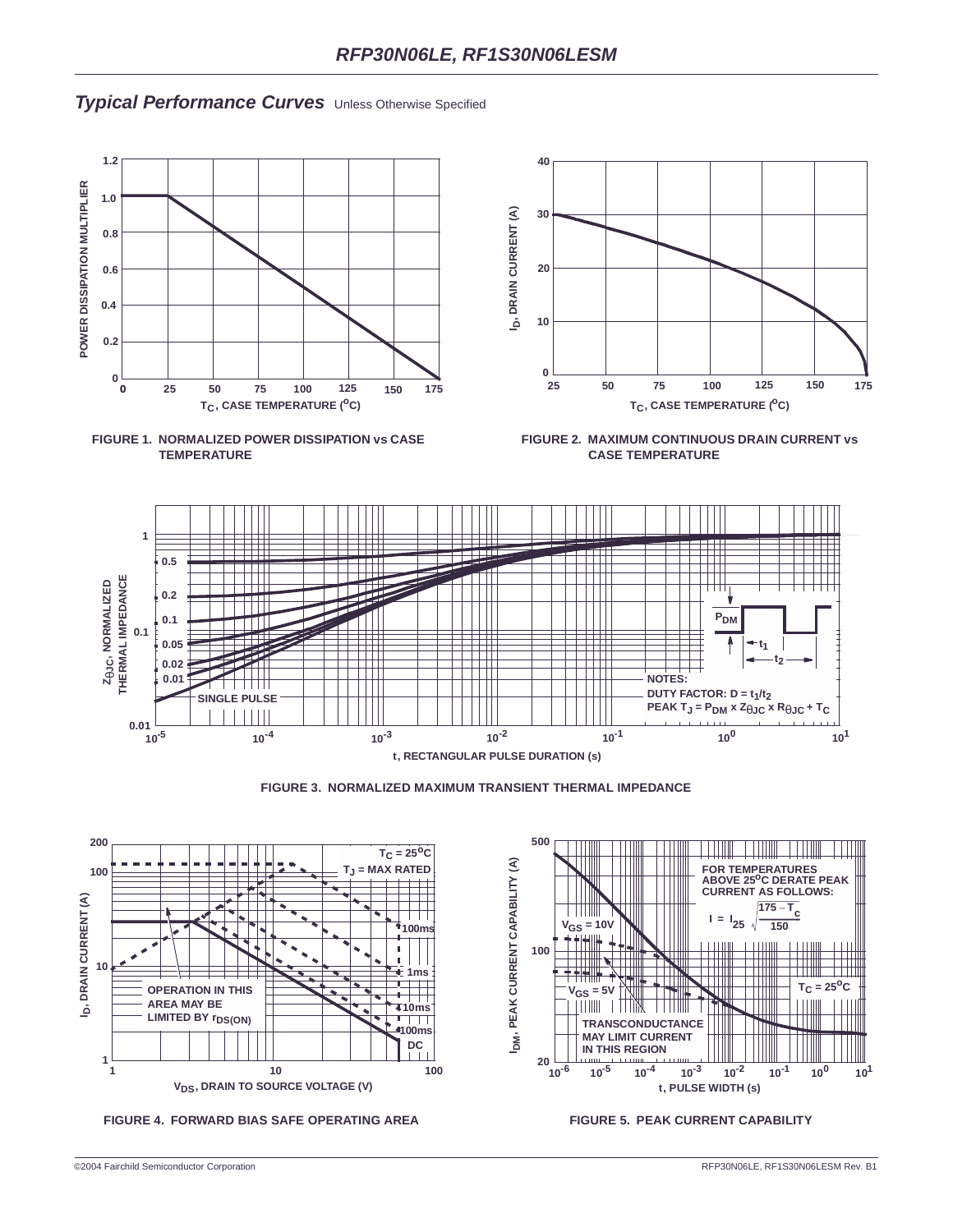## *Typical Performance Curves* Unless Otherwise Specified

FIGURE 1. NORMALIZED POWER DISSIPATION vs CASE TEMPERATURE

FIGURE 2. MAXIMUM CONTINUOUS DRAIN CURRENT vs CASE TEMPERATURE

FIGURE 3. NORMALIZED MAXIMUM TRANSIENT THERMAL IMPEDANCE

FIGURE 4. FORWARD BIAS SAFE OPERATING AREA

FIGURE 5. PEAK CURRENT CAPABILITY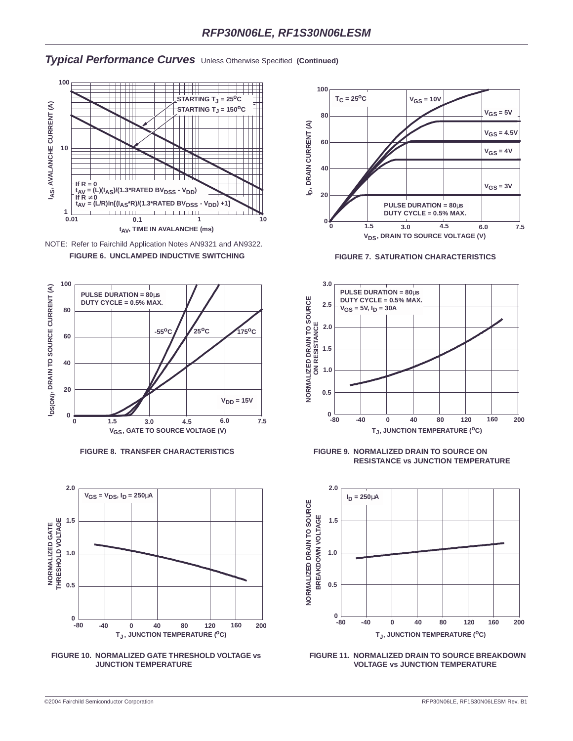## *Typical Performance Curves* Unless Otherwise Specified **(Continued)**

STARTING $T_J$ = 25°C

STARTING $T_J$ = 150°C

If R = 0
$t_{AV}$ = (L)($I_{AS}$)/(1.3*RATED $BV_{DSS}$ - $V_{DD}$)
If R ≠ 0
$t_{AV}$ = (L/R)ln[($I_{AS}$*R)/(1.3*RATED $BV_{DSS}$ - $V_{DD}$) +1]

$I_{AS}$, AVALANCHE CURRENT (A)

$t_{AV}$, TIME IN AVALANCHE (ms)

NOTE: Refer to Fairchild Application Notes AN9321 and AN9322.

**FIGURE 6. UNCLAMPED INDUCTIVE SWITCHING**

$T_C$ = 25°C

$V_{GS}$ = 10V, $V_{GS}$ = 5V, $V_{GS}$ = 4.5V, $V_{GS}$ = 4V, $V_{GS}$ = 3V

PULSE DURATION = 80µs
DUTY CYCLE = 0.5% MAX.

$I_D$, DRAIN CURRENT (A)

$V_{DS}$, DRAIN TO SOURCE VOLTAGE (V)

**FIGURE 7. SATURATION CHARACTERISTICS**

PULSE DURATION = 80µs
DUTY CYCLE = 0.5% MAX.

-55°C, 25°C, 175°C

$V_{DD}$ = 15V

$I_{DS(ON)}$, DRAIN TO SOURCE CURRENT (A)

$V_{GS}$, GATE TO SOURCE VOLTAGE (V)

**FIGURE 8. TRANSFER CHARACTERISTICS**

PULSE DURATION = 80µs
DUTY CYCLE = 0.5% MAX.
$V_{GS}$ = 5V, $I_D$ = 30A

NORMALIZED DRAIN TO SOURCE ON RESISTANCE

$T_J$, JUNCTION TEMPERATURE (°C)

**FIGURE 9. NORMALIZED DRAIN TO SOURCE ON RESISTANCE vs JUNCTION TEMPERATURE**

$V_{GS}$ = $V_{DS}$, $I_D$ = 250µA

NORMALIZED GATE THRESHOLD VOLTAGE

$T_J$, JUNCTION TEMPERATURE (°C)

**FIGURE 10. NORMALIZED GATE THRESHOLD VOLTAGE vs JUNCTION TEMPERATURE**

$I_D$ = 250µA

NORMALIZED DRAIN TO SOURCE BREAKDOWN VOLTAGE

$T_J$, JUNCTION TEMPERATURE (°C)

**FIGURE 11. NORMALIZED DRAIN TO SOURCE BREAKDOWN VOLTAGE vs JUNCTION TEMPERATURE**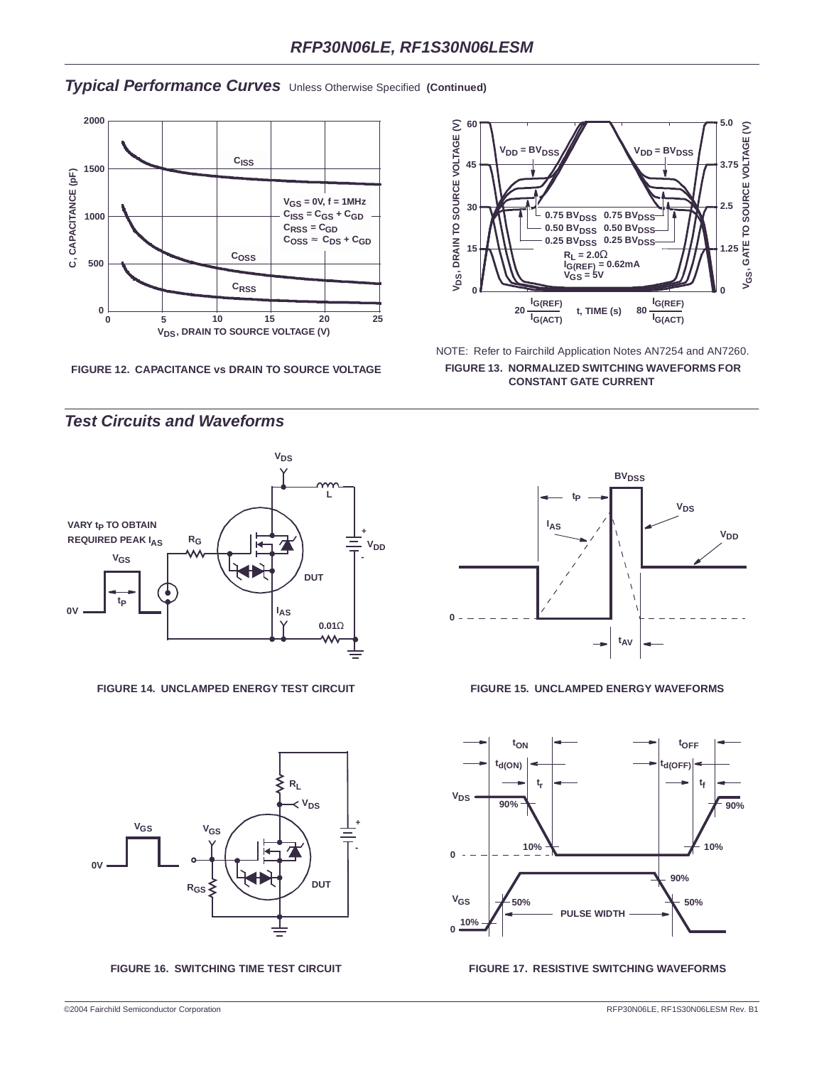## *Typical Performance Curves* Unless Otherwise Specified **(Continued)**

FIGURE 12. CAPACITANCE vs DRAIN TO SOURCE VOLTAGE

NOTE: Refer to Fairchild Application Notes AN7254 and AN7260.

FIGURE 13. NORMALIZED SWITCHING WAVEFORMS FOR CONSTANT GATE CURRENT

## *Test Circuits and Waveforms*

FIGURE 14. UNCLAMPED ENERGY TEST CIRCUIT

FIGURE 15. UNCLAMPED ENERGY WAVEFORMS

FIGURE 16. SWITCHING TIME TEST CIRCUIT

FIGURE 17. RESISTIVE SWITCHING WAVEFORMS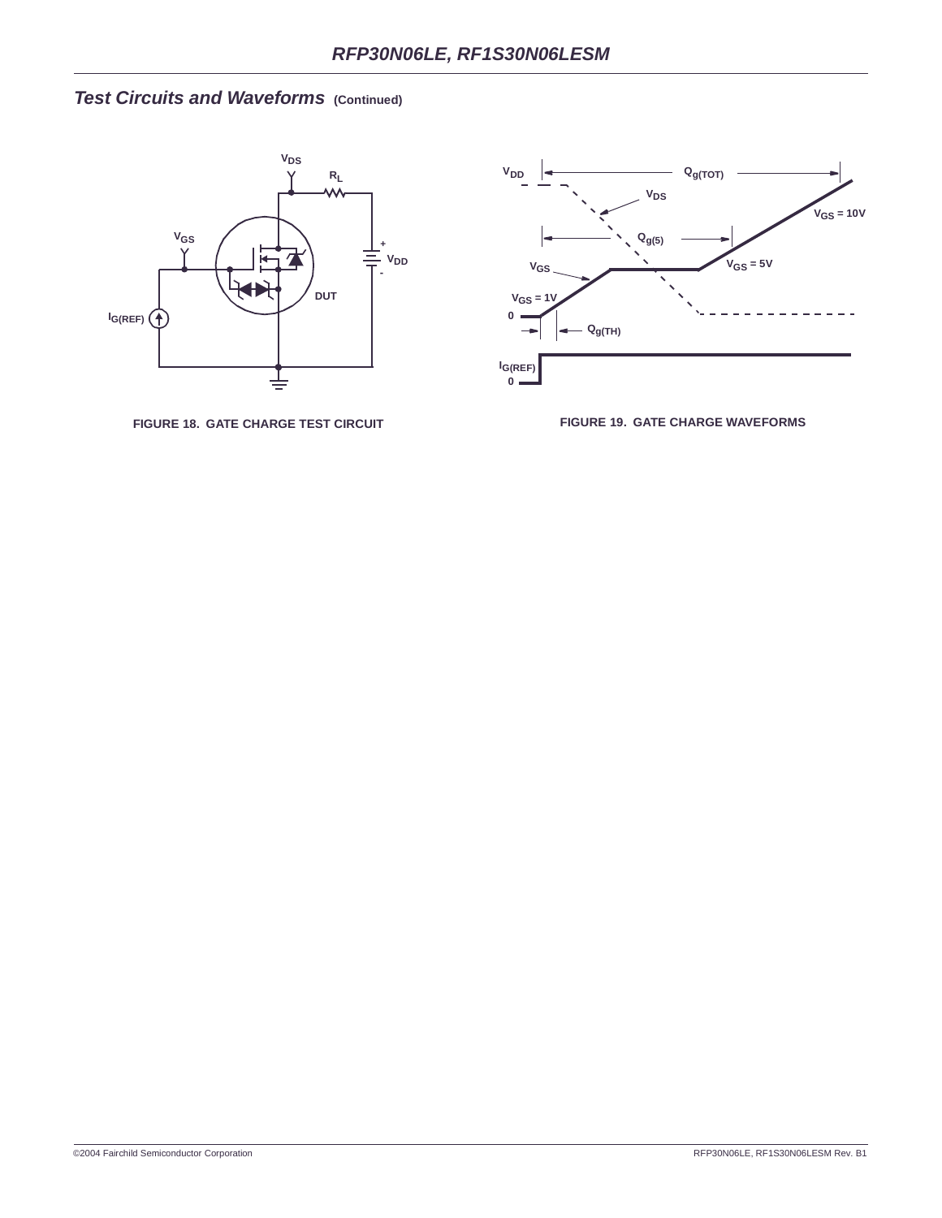## *Test Circuits and Waveforms* (Continued)

FIGURE 18. GATE CHARGE TEST CIRCUIT

FIGURE 19. GATE CHARGE WAVEFORMS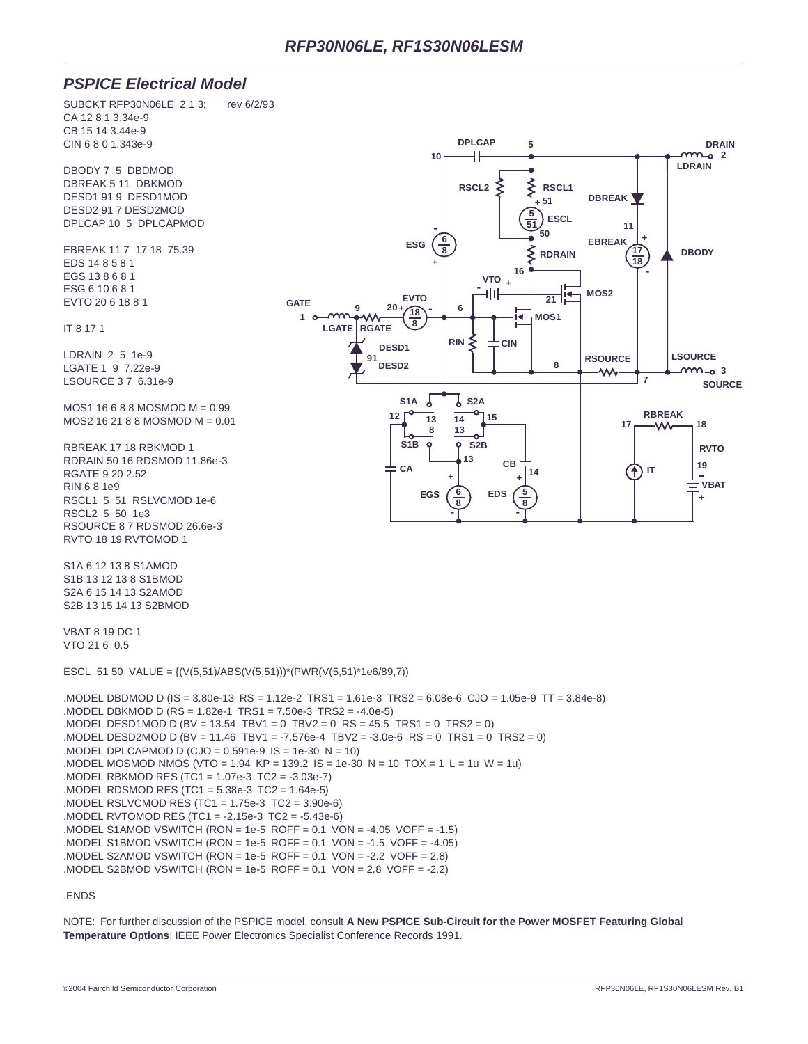## *PSPICE Electrical Model*

```
SUBCKT RFP30N06LE  2 1 3;      rev 6/2/93
CA 12 8 1 3.34e-9
CB 15 14 3.44e-9
CIN 6 8 0 1.343e-9

DBODY 7  5  DBDMOD
DBREAK 5 11  DBKMOD
DESD1 91 9  DESD1MOD
DESD2 91 7 DESD2MOD
DPLCAP 10  5  DPLCAPMOD

EBREAK 11 7  17 18  75.39
EDS 14 8 5 8 1
EGS 13 8 6 8 1
ESG 6 10 6 8 1
EVTO 20 6 18 8 1

IT 8 17 1

LDRAIN  2  5  1e-9
LGATE 1  9  7.22e-9
LSOURCE 3 7  6.31e-9

MOS1 16 6 8 8 MOSMOD M = 0.99
MOS2 16 21 8 8 MOSMOD M = 0.01

RBREAK 17 18 RBKMOD 1
RDRAIN 50 16 RDSMOD 11.86e-3
RGATE 9 20 2.52
RIN 6 8 1e9
RSCL1  5  51  RSLVCMOD 1e-6
RSCL2  5  50  1e3
RSOURCE 8 7 RDSMOD 26.6e-3
RVTO 18 19 RVTOMOD 1

S1A 6 12 13 8 S1AMOD
S1B 13 12 13 8 S1BMOD
S2A 6 15 14 13 S2AMOD
S2B 13 15 14 13 S2BMOD

VBAT 8 19 DC 1
VTO 21 6  0.5

ESCL  51 50  VALUE = {(V(5,51)/ABS(V(5,51)))*(PWR(V(5,51)*1e6/89,7))

.MODEL DBDMOD D (IS = 3.80e-13  RS = 1.12e-2  TRS1 = 1.61e-3  TRS2 = 6.08e-6  CJO = 1.05e-9  TT = 3.84e-8)
.MODEL DBKMOD D (RS = 1.82e-1  TRS1 = 7.50e-3  TRS2 = -4.0e-5)
.MODEL DESD1MOD D (BV = 13.54  TBV1 = 0  TBV2 = 0  RS = 45.5  TRS1 = 0  TRS2 = 0)
.MODEL DESD2MOD D (BV = 11.46  TBV1 = -7.576e-4  TBV2 = -3.0e-6  RS = 0  TRS1 = 0  TRS2 = 0)
.MODEL DPLCAPMOD D (CJO = 0.591e-9  IS = 1e-30  N = 10)
.MODEL MOSMOD NMOS (VTO = 1.94  KP = 139.2  IS = 1e-30  N = 10  TOX = 1  L = 1u  W = 1u)
.MODEL RBKMOD RES (TC1 = 1.07e-3  TC2 = -3.03e-7)
.MODEL RDSMOD RES (TC1 = 5.38e-3  TC2 = 1.64e-5)
.MODEL RSLVCMOD RES (TC1 = 1.75e-3  TC2 = 3.90e-6)
.MODEL RVTOMOD RES (TC1 = -2.15e-3  TC2 = -5.43e-6)
.MODEL S1AMOD VSWITCH (RON = 1e-5  ROFF = 0.1  VON = -4.05  VOFF = -1.5)
.MODEL S1BMOD VSWITCH (RON = 1e-5  ROFF = 0.1  VON = -1.5  VOFF = -4.05)
.MODEL S2AMOD VSWITCH (RON = 1e-5  ROFF = 0.1  VON = -2.2  VOFF = 2.8)
.MODEL S2BMOD VSWITCH (RON = 1e-5  ROFF = 0.1  VON = 2.8  VOFF = -2.2)

.ENDS
```

NOTE: For further discussion of the PSPICE model, consult **A New PSPICE Sub-Circuit for the Power MOSFET Featuring Global Temperature Options**; IEEE Power Electronics Specialist Conference Records 1991.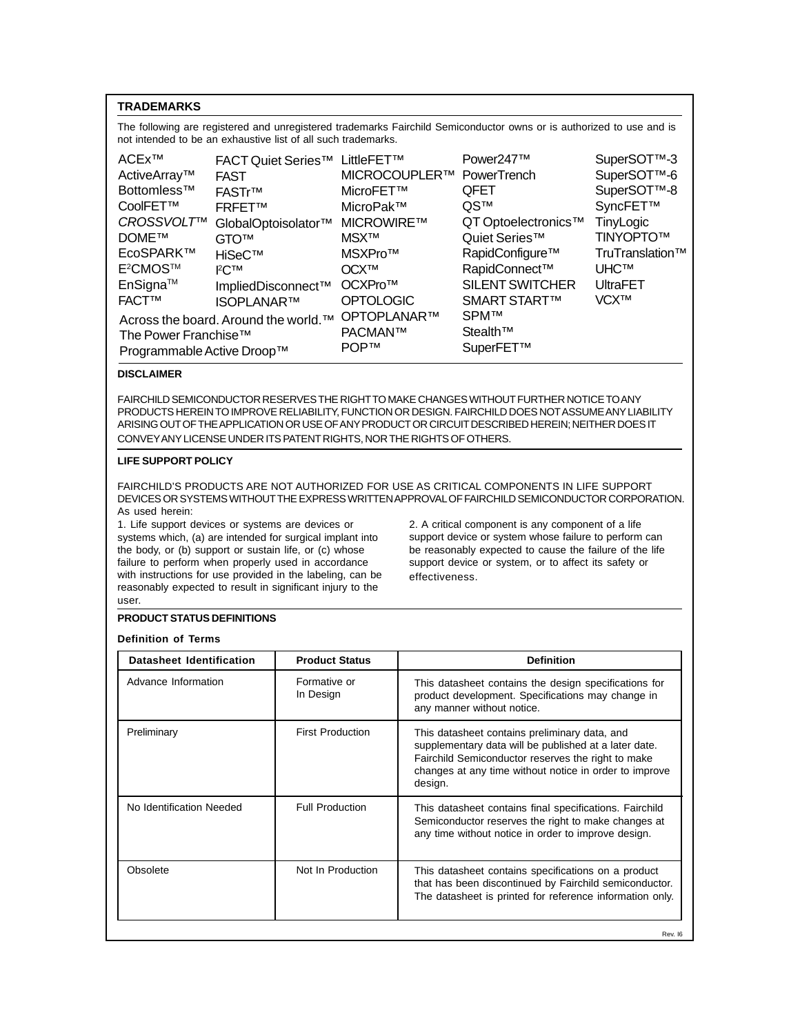## TRADEMARKS

The following are registered and unregistered trademarks Fairchild Semiconductor owns or is authorized to use and is not intended to be an exhaustive list of all such trademarks.

| | | | | |
|---|---|---|---|---|
| ACEx™ | FACT Quiet Series™ | LittleFET™ | Power247™ | SuperSOT™-3 |
| ActiveArray™ | FAST | MICROCOUPLER™ | PowerTrench | SuperSOT™-6 |
| Bottomless™ | FASTr™ | MicroFET™ | QFET | SuperSOT™-8 |
| CoolFET™ | FRFET™ | MicroPak™ | QS™ | SyncFET™ |
| *CROSSVOLT*™ | GlobalOptoisolator™ | MICROWIRE™ | QT Optoelectronics™ | TinyLogic |
| DOME™ | GTO™ | MSX™ | Quiet Series™ | TINYOPTO™ |
| EcoSPARK™ | HiSeC™ | MSXPro™ | RapidConfigure™ | TruTranslation™ |
| $E^2$CMOS™ | $I^2$C™ | OCX™ | RapidConnect™ | UHC™ |
| EnSigna™ | ImpliedDisconnect™ | OCXPro™ | SILENT SWITCHER | UltraFET |
| FACT™ | ISOPLANAR™ | OPTOLOGIC | SMART START™ | VCX™ |
| Across the board. Around the world.™ | | OPTOPLANAR™ | SPM™ | |
| The Power Franchise™ | | PACMAN™ | Stealth™ | |
| Programmable Active Droop™ | | POP™ | SuperFET™ | |

## DISCLAIMER

FAIRCHILD SEMICONDUCTOR RESERVES THE RIGHT TO MAKE CHANGES WITHOUT FURTHER NOTICE TO ANY PRODUCTS HEREIN TO IMPROVE RELIABILITY, FUNCTION OR DESIGN. FAIRCHILD DOES NOT ASSUME ANY LIABILITY ARISING OUT OF THE APPLICATION OR USE OF ANY PRODUCT OR CIRCUIT DESCRIBED HEREIN; NEITHER DOES IT CONVEY ANY LICENSE UNDER ITS PATENT RIGHTS, NOR THE RIGHTS OF OTHERS.

## LIFE SUPPORT POLICY

FAIRCHILD'S PRODUCTS ARE NOT AUTHORIZED FOR USE AS CRITICAL COMPONENTS IN LIFE SUPPORT DEVICES OR SYSTEMS WITHOUT THE EXPRESS WRITTEN APPROVAL OF FAIRCHILD SEMICONDUCTOR CORPORATION.
As used herein:

1. Life support devices or systems are devices or systems which, (a) are intended for surgical implant into the body, or (b) support or sustain life, or (c) whose failure to perform when properly used in accordance with instructions for use provided in the labeling, can be reasonably expected to result in significant injury to the user.

2. A critical component is any component of a life support device or system whose failure to perform can be reasonably expected to cause the failure of the life support device or system, or to affect its safety or effectiveness.

## PRODUCT STATUS DEFINITIONS

**Definition of Terms**

| Datasheet Identification | Product Status | Definition |
|---|---|---|
| Advance Information | Formative or In Design | This datasheet contains the design specifications for product development. Specifications may change in any manner without notice. |
| Preliminary | First Production | This datasheet contains preliminary data, and supplementary data will be published at a later date. Fairchild Semiconductor reserves the right to make changes at any time without notice in order to improve design. |
| No Identification Needed | Full Production | This datasheet contains final specifications. Fairchild Semiconductor reserves the right to make changes at any time without notice in order to improve design. |
| Obsolete | Not In Production | This datasheet contains specifications on a product that has been discontinued by Fairchild semiconductor. The datasheet is printed for reference information only. |

Rev. I6